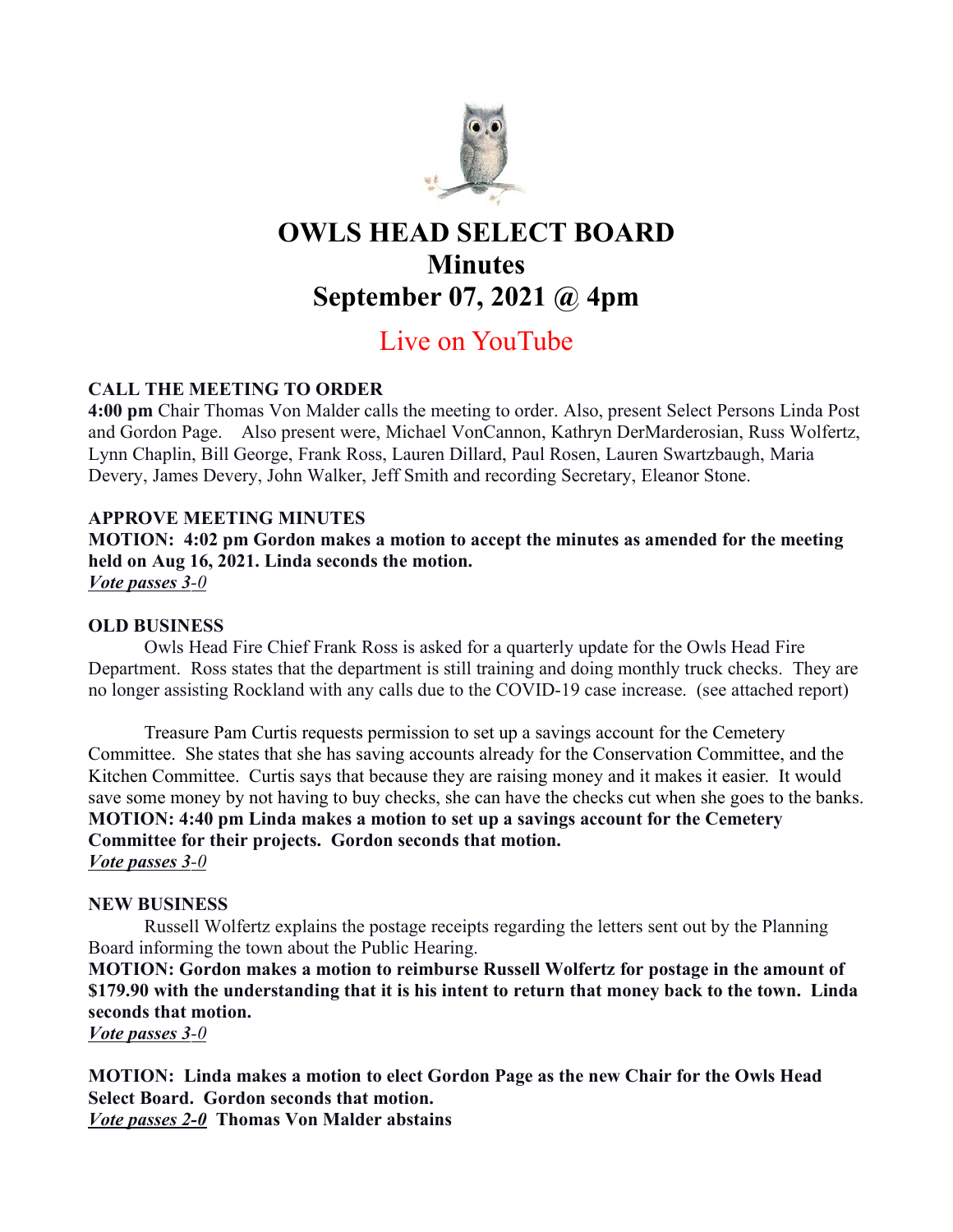# OWLS HEAD SELECT BOARD
# Minutes
# September 07, 2021 @ 4pm

## Live on YouTube

**CALL THE MEETING TO ORDER**
**4:00 pm** Chair Thomas Von Malder calls the meeting to order. Also, present Select Persons Linda Post and Gordon Page. Also present were, Michael VonCannon, Kathryn DerMarderosian, Russ Wolfertz, Lynn Chaplin, Bill George, Frank Ross, Lauren Dillard, Paul Rosen, Lauren Swartzbaugh, Maria Devery, James Devery, John Walker, Jeff Smith and recording Secretary, Eleanor Stone.

**APPROVE MEETING MINUTES**
**MOTION: 4:02 pm Gordon makes a motion to accept the minutes as amended for the meeting held on Aug 16, 2021. Linda seconds the motion.**
***Vote passes 3-0***

**OLD BUSINESS**
Owls Head Fire Chief Frank Ross is asked for a quarterly update for the Owls Head Fire Department. Ross states that the department is still training and doing monthly truck checks. They are no longer assisting Rockland with any calls due to the COVID-19 case increase. (see attached report)

Treasure Pam Curtis requests permission to set up a savings account for the Cemetery Committee. She states that she has saving accounts already for the Conservation Committee, and the Kitchen Committee. Curtis says that because they are raising money and it makes it easier. It would save some money by not having to buy checks, she can have the checks cut when she goes to the banks.
**MOTION: 4:40 pm Linda makes a motion to set up a savings account for the Cemetery Committee for their projects. Gordon seconds that motion.**
***Vote passes 3-0***

**NEW BUSINESS**
Russell Wolfertz explains the postage receipts regarding the letters sent out by the Planning Board informing the town about the Public Hearing.
**MOTION: Gordon makes a motion to reimburse Russell Wolfertz for postage in the amount of $179.90 with the understanding that it is his intent to return that money back to the town. Linda seconds that motion.**
***Vote passes 3-0***

**MOTION: Linda makes a motion to elect Gordon Page as the new Chair for the Owls Head Select Board. Gordon seconds that motion.**
***Vote passes 2-0*** **Thomas Von Malder abstains**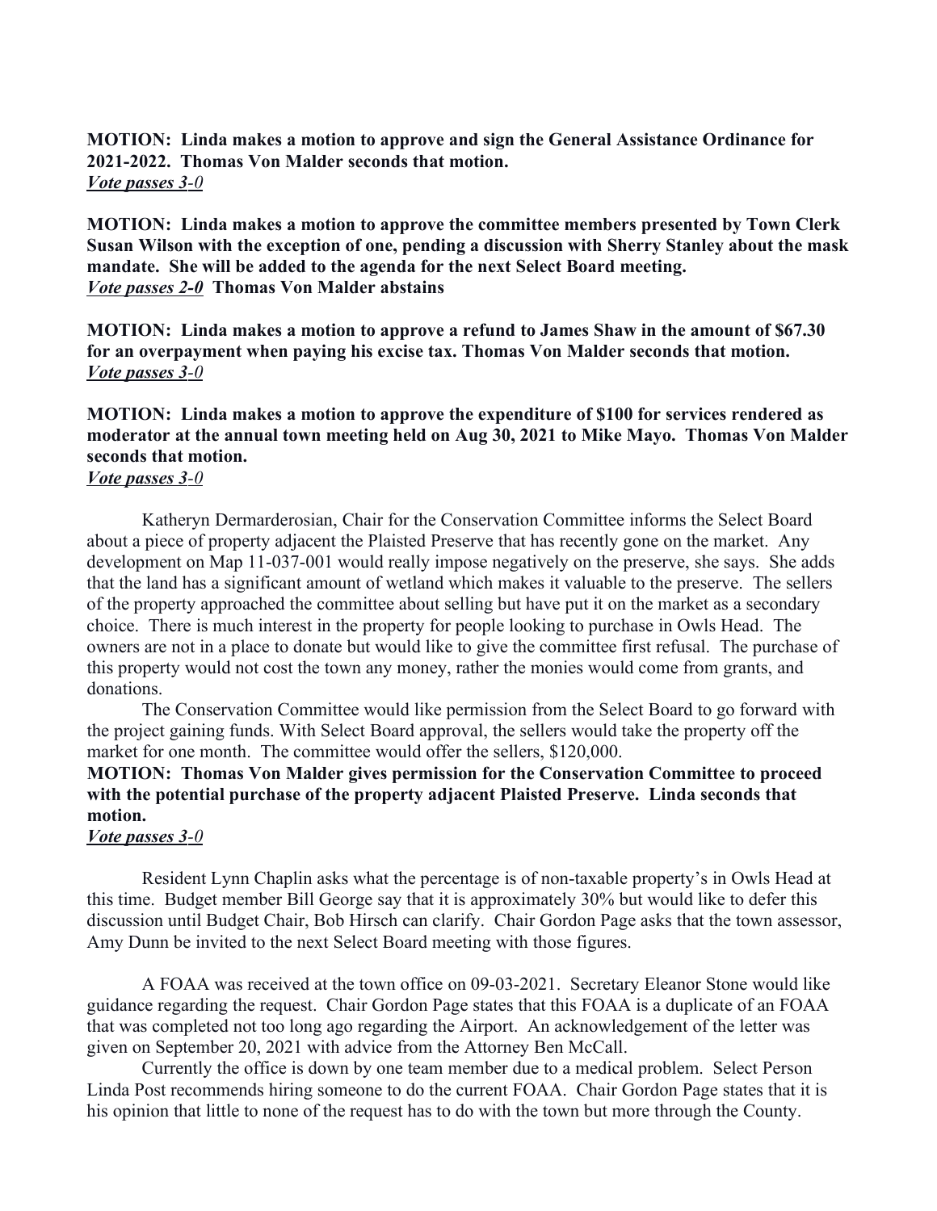**MOTION: Linda makes a motion to approve and sign the General Assistance Ordinance for 2021-2022. Thomas Von Malder seconds that motion.**
***Vote passes 3-0***

**MOTION: Linda makes a motion to approve the committee members presented by Town Clerk Susan Wilson with the exception of one, pending a discussion with Sherry Stanley about the mask mandate. She will be added to the agenda for the next Select Board meeting.**
***Vote passes 2-0*** **Thomas Von Malder abstains**

**MOTION: Linda makes a motion to approve a refund to James Shaw in the amount of $67.30 for an overpayment when paying his excise tax. Thomas Von Malder seconds that motion.**
***Vote passes 3-0***

**MOTION: Linda makes a motion to approve the expenditure of $100 for services rendered as moderator at the annual town meeting held on Aug 30, 2021 to Mike Mayo. Thomas Von Malder seconds that motion.**
***Vote passes 3-0***

Katheryn Dermarderosian, Chair for the Conservation Committee informs the Select Board about a piece of property adjacent the Plaisted Preserve that has recently gone on the market. Any development on Map 11-037-001 would really impose negatively on the preserve, she says. She adds that the land has a significant amount of wetland which makes it valuable to the preserve. The sellers of the property approached the committee about selling but have put it on the market as a secondary choice. There is much interest in the property for people looking to purchase in Owls Head. The owners are not in a place to donate but would like to give the committee first refusal. The purchase of this property would not cost the town any money, rather the monies would come from grants, and donations.

The Conservation Committee would like permission from the Select Board to go forward with the project gaining funds. With Select Board approval, the sellers would take the property off the market for one month. The committee would offer the sellers, $120,000.

**MOTION: Thomas Von Malder gives permission for the Conservation Committee to proceed with the potential purchase of the property adjacent Plaisted Preserve. Linda seconds that motion.**
***Vote passes 3-0***

Resident Lynn Chaplin asks what the percentage is of non-taxable property's in Owls Head at this time. Budget member Bill George say that it is approximately 30% but would like to defer this discussion until Budget Chair, Bob Hirsch can clarify. Chair Gordon Page asks that the town assessor, Amy Dunn be invited to the next Select Board meeting with those figures.

A FOAA was received at the town office on 09-03-2021. Secretary Eleanor Stone would like guidance regarding the request. Chair Gordon Page states that this FOAA is a duplicate of an FOAA that was completed not too long ago regarding the Airport. An acknowledgement of the letter was given on September 20, 2021 with advice from the Attorney Ben McCall.

Currently the office is down by one team member due to a medical problem. Select Person Linda Post recommends hiring someone to do the current FOAA. Chair Gordon Page states that it is his opinion that little to none of the request has to do with the town but more through the County.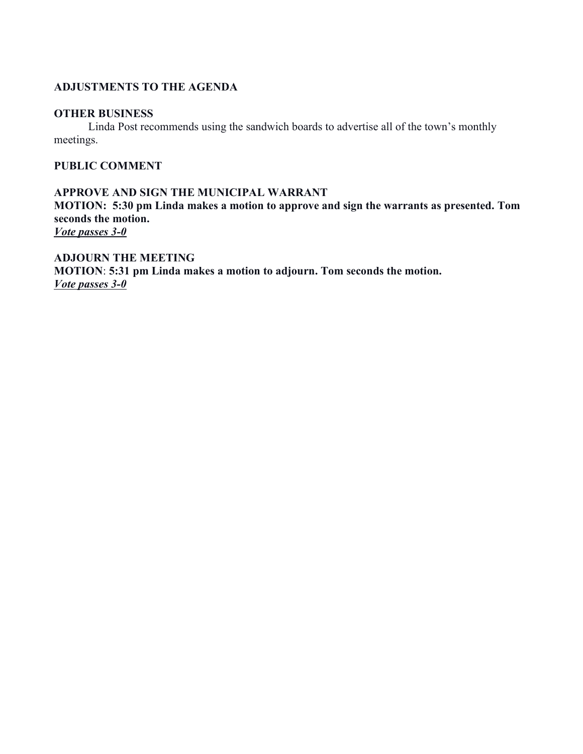**ADJUSTMENTS TO THE AGENDA**

**OTHER BUSINESS**

Linda Post recommends using the sandwich boards to advertise all of the town's monthly meetings.

**PUBLIC COMMENT**

**APPROVE AND SIGN THE MUNICIPAL WARRANT**

**MOTION: 5:30 pm Linda makes a motion to approve and sign the warrants as presented. Tom seconds the motion.**

***Vote passes 3-0***

**ADJOURN THE MEETING**

**MOTION: 5:31 pm Linda makes a motion to adjourn. Tom seconds the motion.**

***Vote passes 3-0***